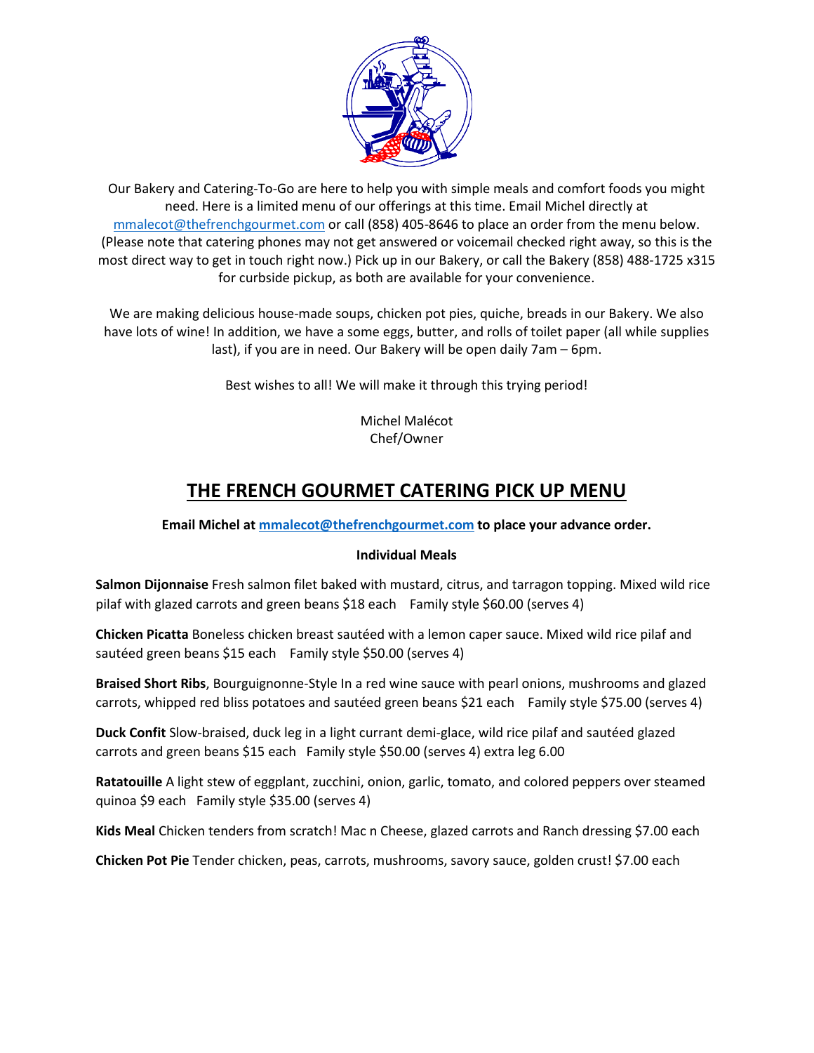Our Bakery and Catering-To-Go are here to help you with simple meals and comfort foods you might need. Here is a limited menu of our offerings at this time. Email Michel directly at mmalecot@thefrenchgourmet.com or call (858) 405-8646 to place an order from the menu below. (Please note that catering phones may not get answered or voicemail checked right away, so this is the most direct way to get in touch right now.) Pick up in our Bakery, or call the Bakery (858) 488-1725 x315 for curbside pickup, as both are available for your convenience.

We are making delicious house-made soups, chicken pot pies, quiche, breads in our Bakery. We also have lots of wine! In addition, we have a some eggs, butter, and rolls of toilet paper (all while supplies last), if you are in need. Our Bakery will be open daily 7am – 6pm.

Best wishes to all! We will make it through this trying period!

Michel Malécot
Chef/Owner

# THE FRENCH GOURMET CATERING PICK UP MENU

**Email Michel at mmalecot@thefrenchgourmet.com to place your advance order.**

### Individual Meals

**Salmon Dijonnaise** Fresh salmon filet baked with mustard, citrus, and tarragon topping. Mixed wild rice pilaf with glazed carrots and green beans $18 each   Family style $60.00 (serves 4)

**Chicken Picatta** Boneless chicken breast sautéed with a lemon caper sauce. Mixed wild rice pilaf and sautéed green beans $15 each   Family style $50.00 (serves 4)

**Braised Short Ribs**, Bourguignonne-Style In a red wine sauce with pearl onions, mushrooms and glazed carrots, whipped red bliss potatoes and sautéed green beans $21 each   Family style $75.00 (serves 4)

**Duck Confit** Slow-braised, duck leg in a light currant demi-glace, wild rice pilaf and sautéed glazed carrots and green beans $15 each   Family style $50.00 (serves 4) extra leg 6.00

**Ratatouille** A light stew of eggplant, zucchini, onion, garlic, tomato, and colored peppers over steamed quinoa $9 each   Family style $35.00 (serves 4)

**Kids Meal** Chicken tenders from scratch! Mac n Cheese, glazed carrots and Ranch dressing $7.00 each

**Chicken Pot Pie** Tender chicken, peas, carrots, mushrooms, savory sauce, golden crust! $7.00 each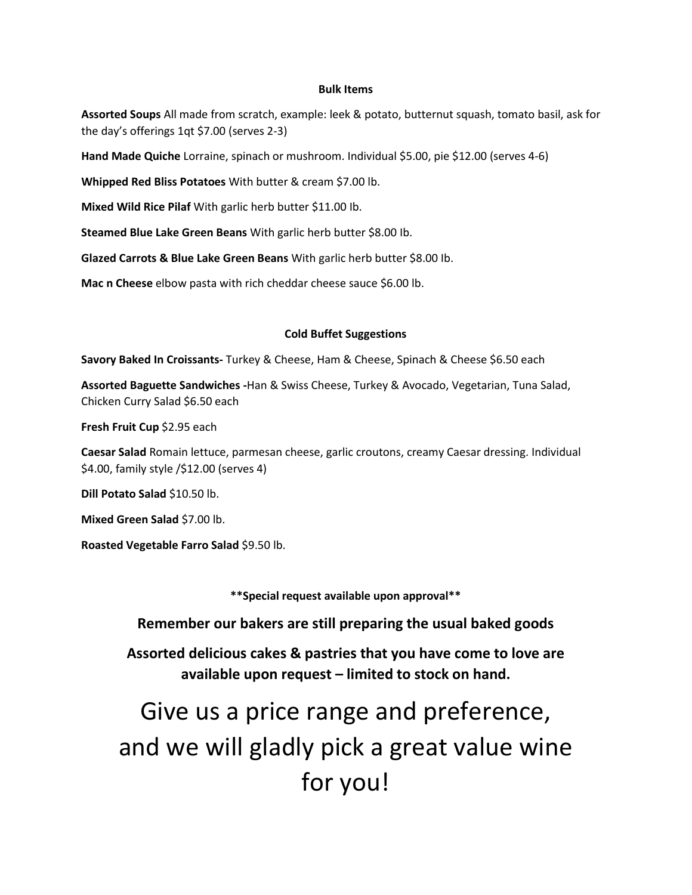## Bulk Items

**Assorted Soups** All made from scratch, example: leek & potato, butternut squash, tomato basil, ask for the day's offerings 1qt $7.00 (serves 2-3)

**Hand Made Quiche** Lorraine, spinach or mushroom. Individual $5.00, pie $12.00 (serves 4-6)

**Whipped Red Bliss Potatoes** With butter & cream $7.00 lb.

**Mixed Wild Rice Pilaf** With garlic herb butter $11.00 Ib.

**Steamed Blue Lake Green Beans** With garlic herb butter $8.00 Ib.

**Glazed Carrots & Blue Lake Green Beans** With garlic herb butter $8.00 Ib.

**Mac n Cheese** elbow pasta with rich cheddar cheese sauce $6.00 lb.

## Cold Buffet Suggestions

**Savory Baked In Croissants-** Turkey & Cheese, Ham & Cheese, Spinach & Cheese $6.50 each

**Assorted Baguette Sandwiches -**Han & Swiss Cheese, Turkey & Avocado, Vegetarian, Tuna Salad, Chicken Curry Salad $6.50 each

**Fresh Fruit Cup** $2.95 each

**Caesar Salad** Romain lettuce, parmesan cheese, garlic croutons, creamy Caesar dressing. Individual $4.00, family style /$12.00 (serves 4)

**Dill Potato Salad** $10.50 lb.

**Mixed Green Salad** $7.00 lb.

**Roasted Vegetable Farro Salad** $9.50 lb.

****Special request available upon approval****

**Remember our bakers are still preparing the usual baked goods**

**Assorted delicious cakes & pastries that you have come to love are available upon request – limited to stock on hand.**

# Give us a price range and preference, and we will gladly pick a great value wine for you!